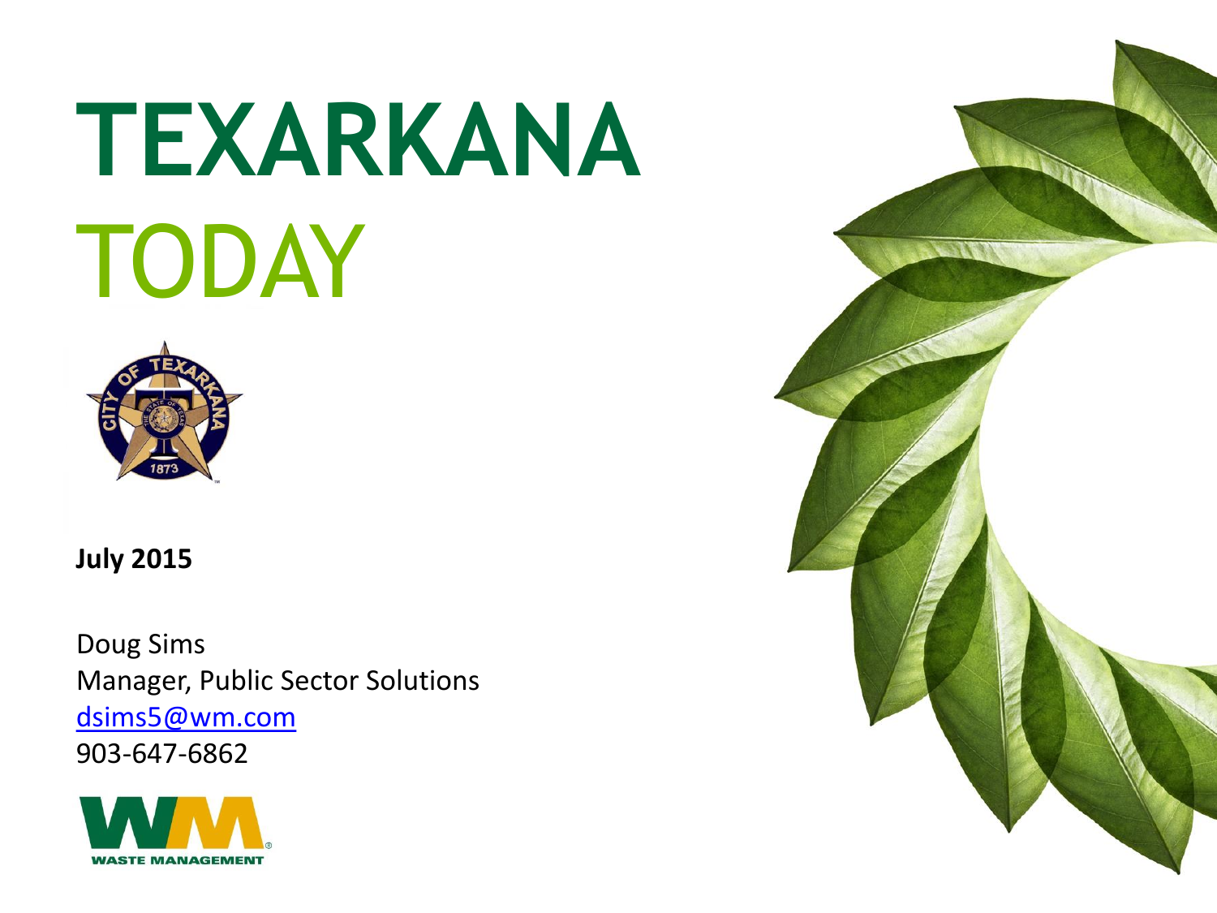# TEXARKANA TODAY

**July 2015**

Doug Sims
Manager, Public Sector Solutions
dsims5@wm.com
903-647-6862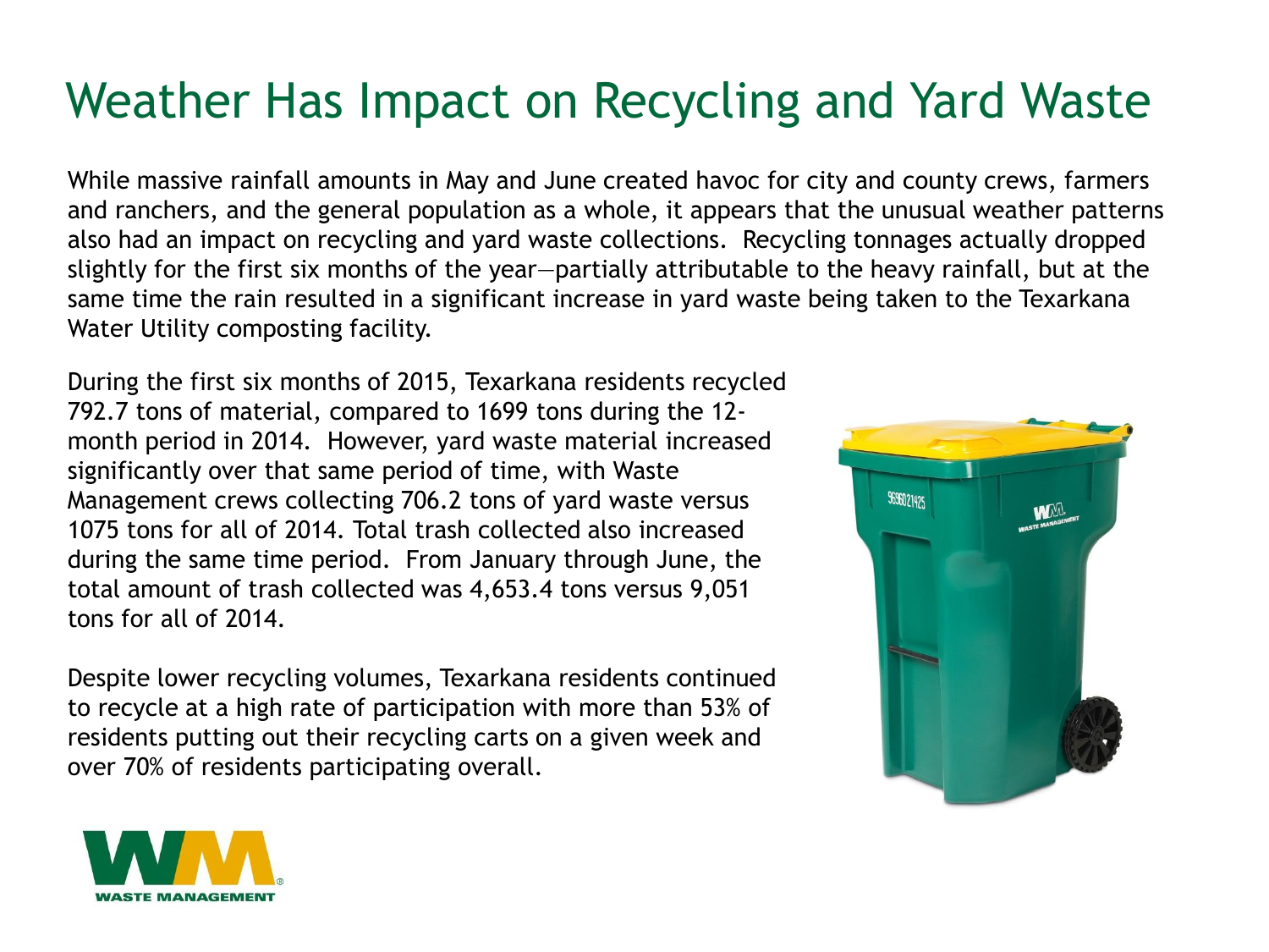# Weather Has Impact on Recycling and Yard Waste

While massive rainfall amounts in May and June created havoc for city and county crews, farmers and ranchers, and the general population as a whole, it appears that the unusual weather patterns also had an impact on recycling and yard waste collections. Recycling tonnages actually dropped slightly for the first six months of the year—partially attributable to the heavy rainfall, but at the same time the rain resulted in a significant increase in yard waste being taken to the Texarkana Water Utility composting facility.

During the first six months of 2015, Texarkana residents recycled 792.7 tons of material, compared to 1699 tons during the 12-month period in 2014. However, yard waste material increased significantly over that same period of time, with Waste Management crews collecting 706.2 tons of yard waste versus 1075 tons for all of 2014. Total trash collected also increased during the same time period. From January through June, the total amount of trash collected was 4,653.4 tons versus 9,051 tons for all of 2014.

Despite lower recycling volumes, Texarkana residents continued to recycle at a high rate of participation with more than 53% of residents putting out their recycling carts on a given week and over 70% of residents participating overall.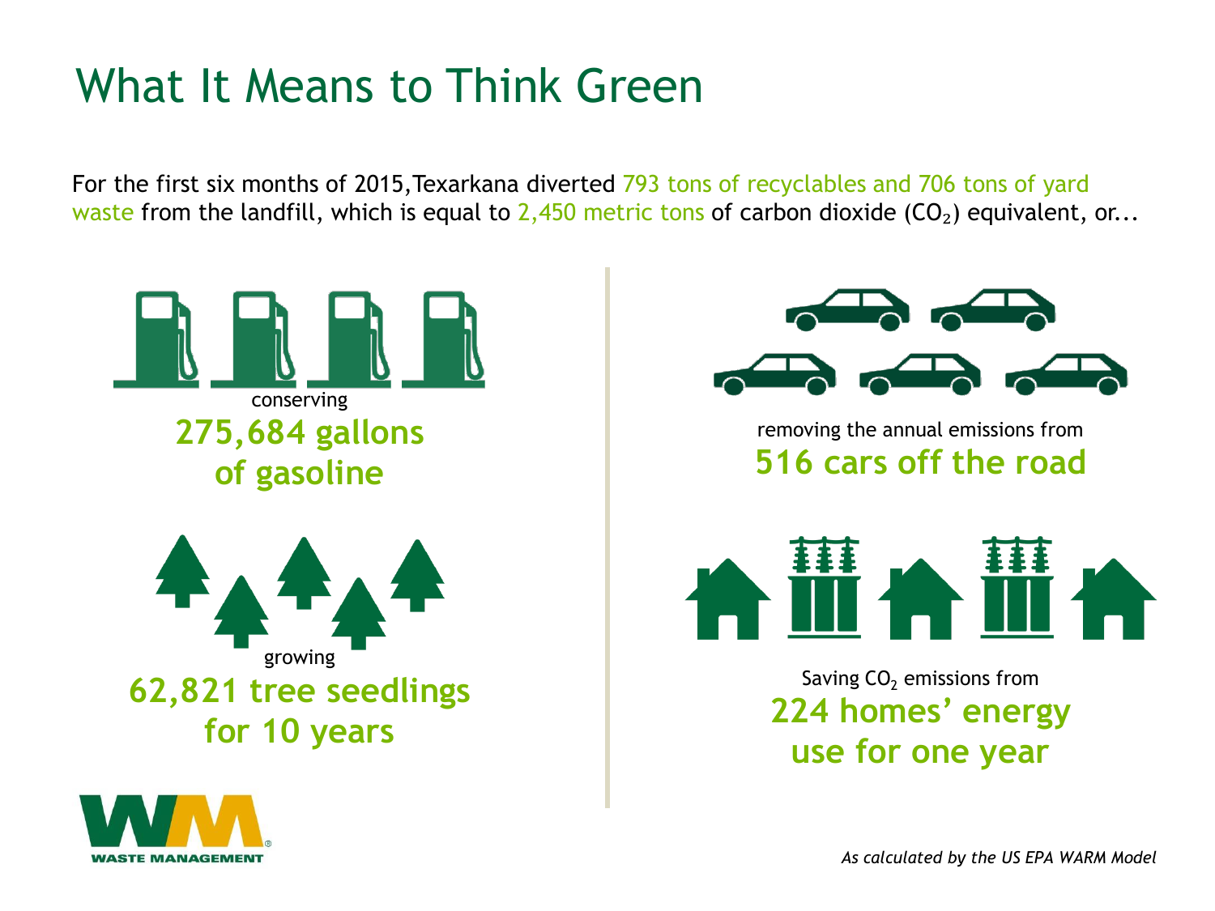# What It Means to Think Green

For the first six months of 2015,Texarkana diverted 793 tons of recyclables and 706 tons of yard waste from the landfill, which is equal to 2,450 metric tons of carbon dioxide ($CO_2$) equivalent, or...

conserving
**275,684 gallons of gasoline**

growing
**62,821 tree seedlings for 10 years**

removing the annual emissions from
**516 cars off the road**

Saving $CO_2$ emissions from
**224 homes' energy use for one year**

WASTE MANAGEMENT

*As calculated by the US EPA WARM Model*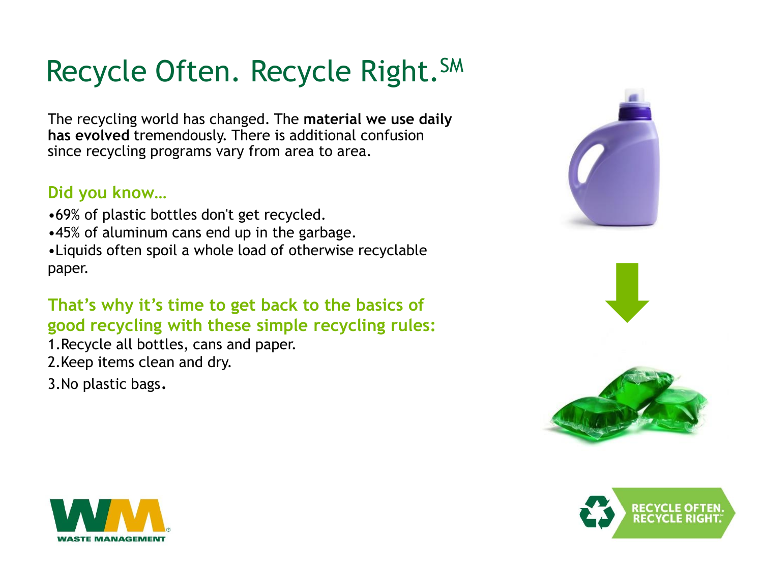# Recycle Often. Recycle Right.℠

The recycling world has changed. The **material we use daily has evolved** tremendously. There is additional confusion since recycling programs vary from area to area.

## Did you know…

- 69% of plastic bottles don't get recycled.
- 45% of aluminum cans end up in the garbage.
- Liquids often spoil a whole load of otherwise recyclable paper.

## That's why it's time to get back to the basics of good recycling with these simple recycling rules:

1. Recycle all bottles, cans and paper.
2. Keep items clean and dry.
3. No plastic bags.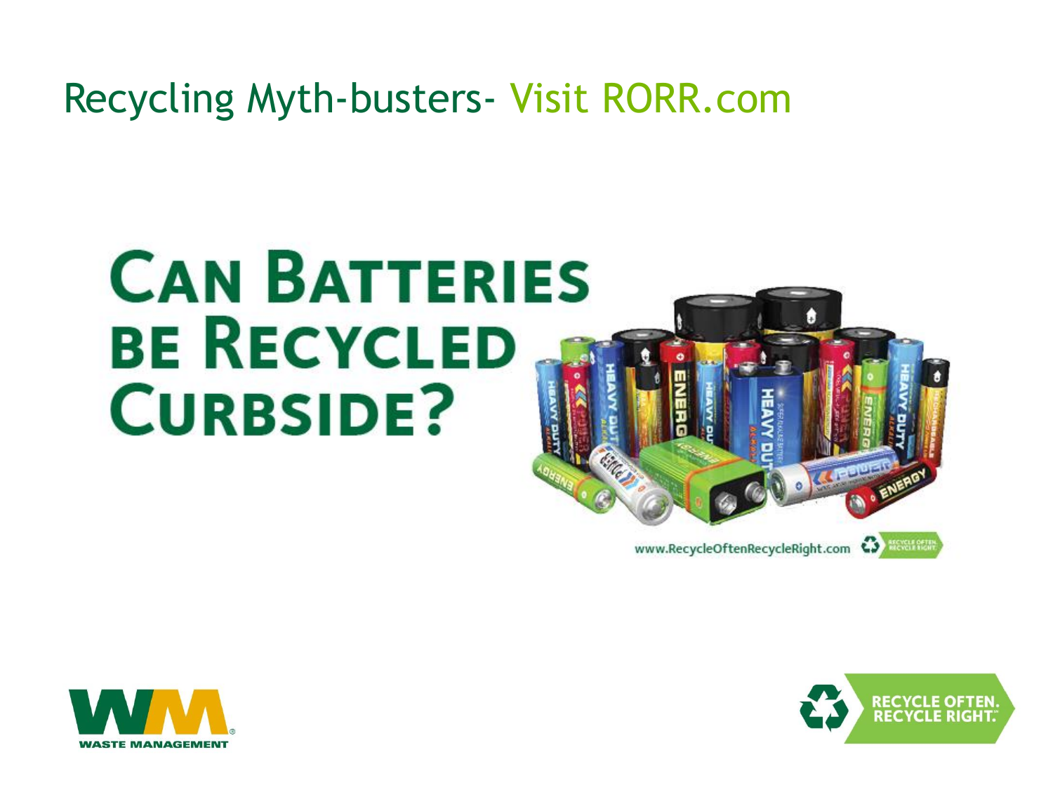# Recycling Myth-busters- Visit RORR.com

## Can Batteries be Recycled Curbside?

www.RecycleOftenRecycleRight.com

WASTE MANAGEMENT

RECYCLE OFTEN. RECYCLE RIGHT.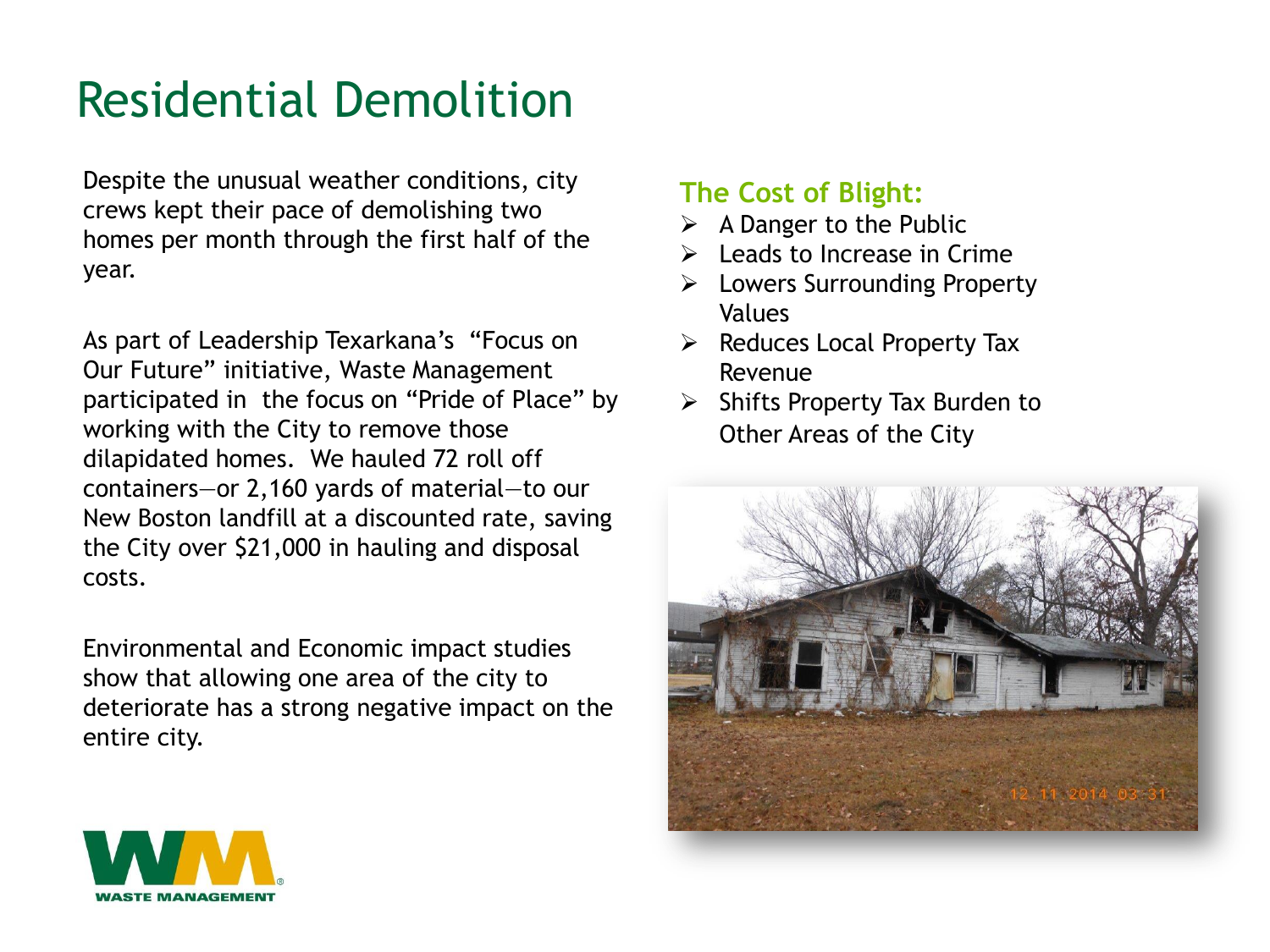# Residential Demolition

Despite the unusual weather conditions, city crews kept their pace of demolishing two homes per month through the first half of the year.

As part of Leadership Texarkana's "Focus on Our Future" initiative, Waste Management participated in the focus on "Pride of Place" by working with the City to remove those dilapidated homes. We hauled 72 roll off containers—or 2,160 yards of material—to our New Boston landfill at a discounted rate, saving the City over $21,000 in hauling and disposal costs.

Environmental and Economic impact studies show that allowing one area of the city to deteriorate has a strong negative impact on the entire city.

## The Cost of Blight:

- A Danger to the Public
- Leads to Increase in Crime
- Lowers Surrounding Property Values
- Reduces Local Property Tax Revenue
- Shifts Property Tax Burden to Other Areas of the City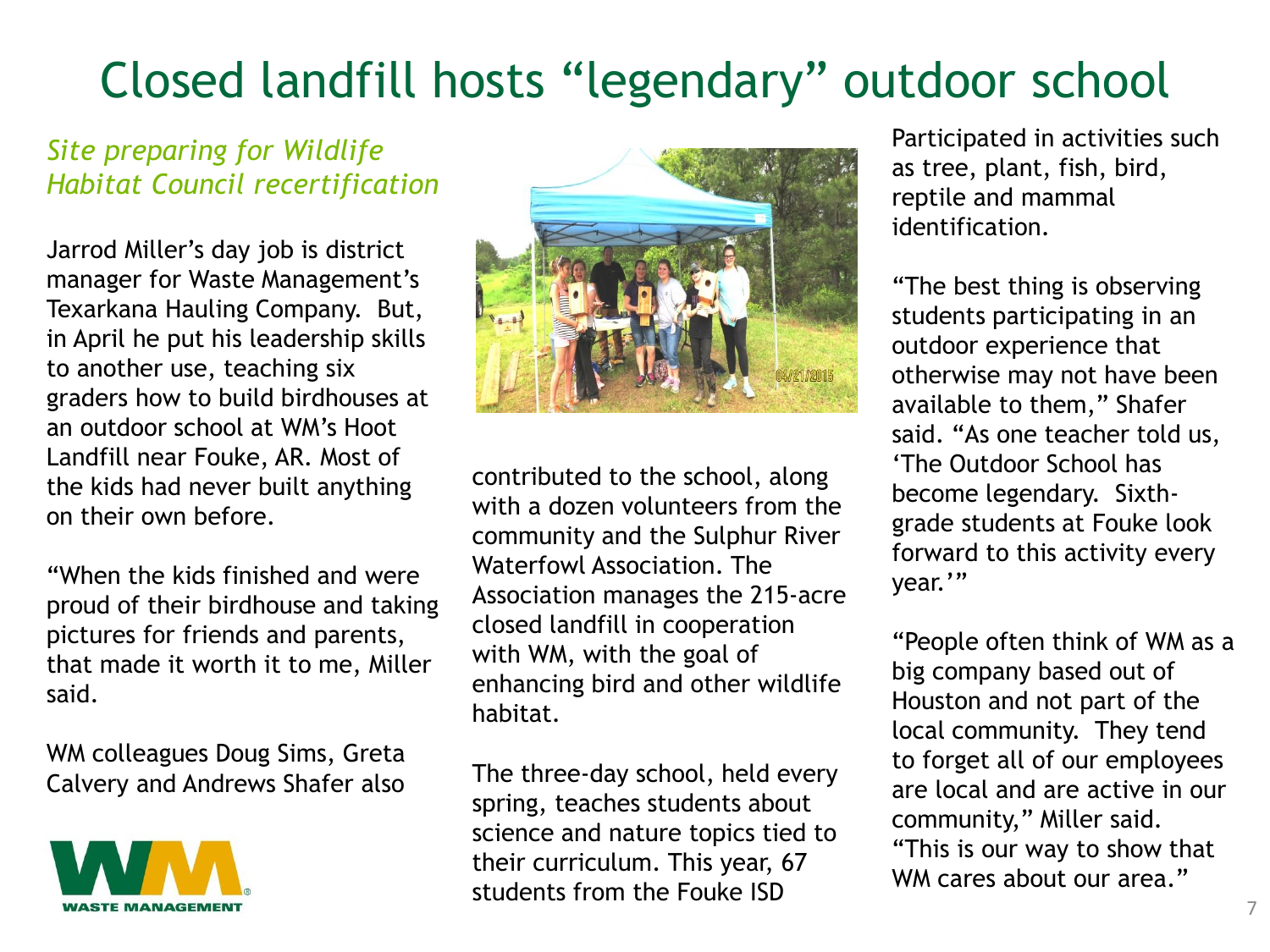# Closed landfill hosts “legendary” outdoor school

*Site preparing for Wildlife Habitat Council recertification*

Jarrod Miller’s day job is district manager for Waste Management’s Texarkana Hauling Company. But, in April he put his leadership skills to another use, teaching six graders how to build birdhouses at an outdoor school at WM’s Hoot Landfill near Fouke, AR. Most of the kids had never built anything on their own before.

“When the kids finished and were proud of their birdhouse and taking pictures for friends and parents, that made it worth it to me, Miller said.

WM colleagues Doug Sims, Greta Calvery and Andrews Shafer also contributed to the school, along with a dozen volunteers from the community and the Sulphur River Waterfowl Association. The Association manages the 215-acre closed landfill in cooperation with WM, with the goal of enhancing bird and other wildlife habitat.

The three-day school, held every spring, teaches students about science and nature topics tied to their curriculum. This year, 67 students from the Fouke ISD Participated in activities such as tree, plant, fish, bird, reptile and mammal identification.

“The best thing is observing students participating in an outdoor experience that otherwise may not have been available to them,” Shafer said. “As one teacher told us, ‘The Outdoor School has become legendary. Sixth-grade students at Fouke look forward to this activity every year.’”

“People often think of WM as a big company based out of Houston and not part of the local community. They tend to forget all of our employees are local and are active in our community,” Miller said. “This is our way to show that WM cares about our area.”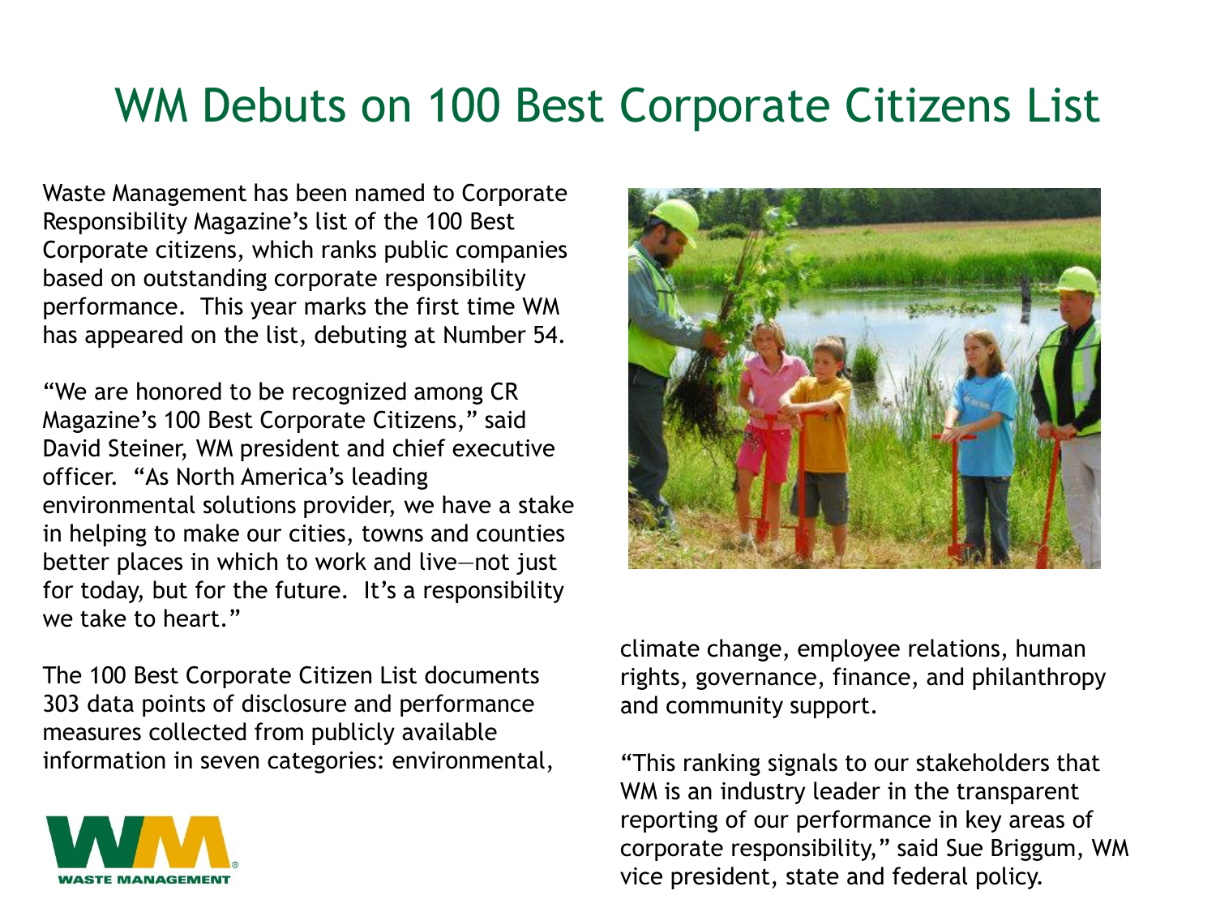# WM Debuts on 100 Best Corporate Citizens List

Waste Management has been named to Corporate Responsibility Magazine's list of the 100 Best Corporate citizens, which ranks public companies based on outstanding corporate responsibility performance. This year marks the first time WM has appeared on the list, debuting at Number 54.

"We are honored to be recognized among CR Magazine's 100 Best Corporate Citizens," said David Steiner, WM president and chief executive officer. "As North America's leading environmental solutions provider, we have a stake in helping to make our cities, towns and counties better places in which to work and live—not just for today, but for the future. It's a responsibility we take to heart."

The 100 Best Corporate Citizen List documents 303 data points of disclosure and performance measures collected from publicly available information in seven categories: environmental, climate change, employee relations, human rights, governance, finance, and philanthropy and community support.

"This ranking signals to our stakeholders that WM is an industry leader in the transparent reporting of our performance in key areas of corporate responsibility," said Sue Briggum, WM vice president, state and federal policy.